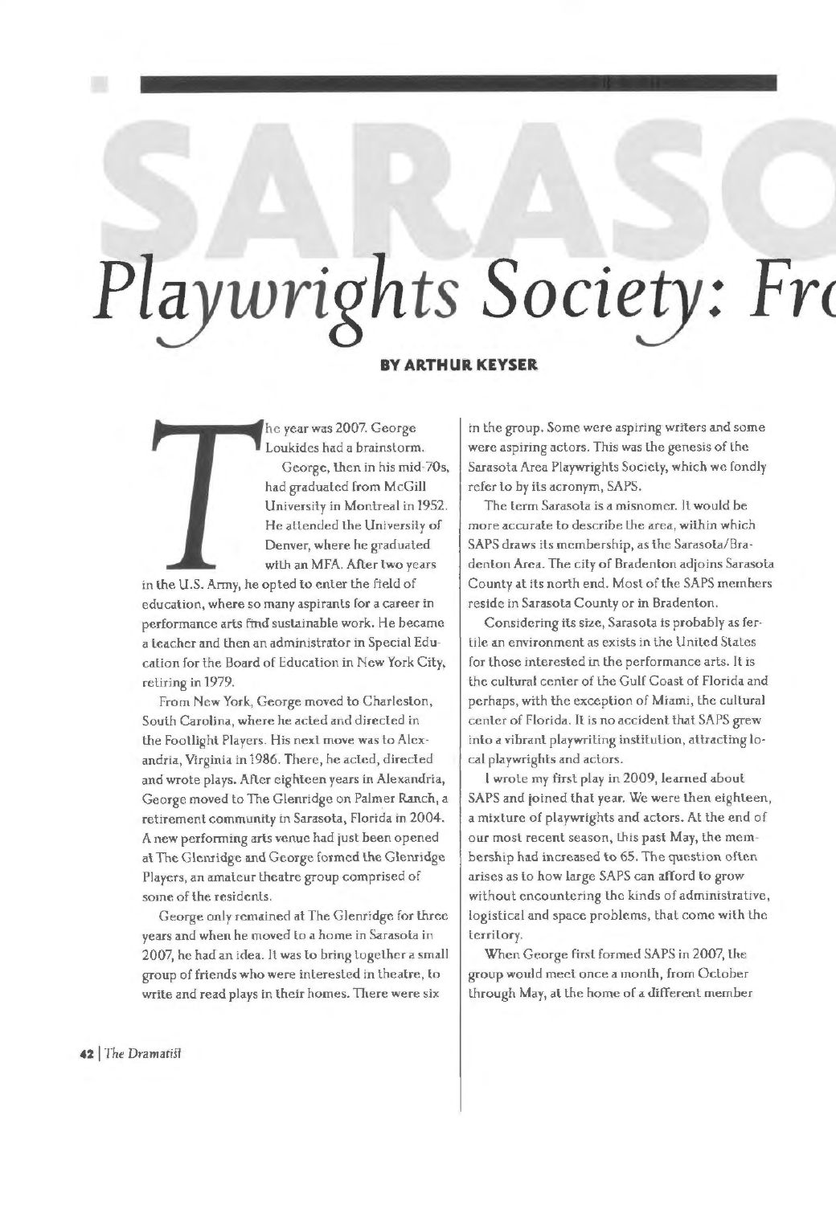# SARASO

# *Playwrights Society: Fr*

**BY ARTHUR KEYSER**

The year was 2007. George Loukides had a brainstorm.

George, then in his mid-70s, had graduated from McGill University in Montreal in 1952. He attended the University of Denver, where he graduated with an MFA. After two years in the U.S. Army, he opted to enter the field of education, where so many aspirants for a career in performance arts find sustainable work. He became a teacher and then an administrator in Special Education for the Board of Education in New York City, retiring in 1979.

From New York, George moved to Charleston, South Carolina, where he acted and directed in the Footlight Players. His next move was to Alexandria, Virginia in 1986. There, he acted, directed and wrote plays. After eighteen years in Alexandria, George moved to The Glenridge on Palmer Ranch, a retirement community in Sarasota, Florida in 2004. A new performing arts venue had just been opened at The Glenridge and George formed the Glenridge Players, an amateur theatre group comprised of some of the residents.

George only remained at The Glenridge for three years and when he moved to a home in Sarasota in 2007, he had an idea. It was to bring together a small group of friends who were interested in theatre, to write and read plays in their homes. There were six in the group. Some were aspiring writers and some were aspiring actors. This was the genesis of the Sarasota Area Playwrights Society, which we fondly refer to by its acronym, SAPS.

The term Sarasota is a misnomer. It would be more accurate to describe the area, within which SAPS draws its membership, as the Sarasota/Bradenton Area. The city of Bradenton adjoins Sarasota County at its north end. Most of the SAPS members reside in Sarasota County or in Bradenton.

Considering its size, Sarasota is probably as fertile an environment as exists in the United States for those interested in the performance arts. It is the cultural center of the Gulf Coast of Florida and perhaps, with the exception of Miami, the cultural center of Florida. It is no accident that SAPS grew into a vibrant playwriting institution, attracting local playwrights and actors.

I wrote my first play in 2009, learned about SAPS and joined that year. We were then eighteen, a mixture of playwrights and actors. At the end of our most recent season, this past May, the membership had increased to 65. The question often arises as to how large SAPS can afford to grow without encountering the kinds of administrative, logistical and space problems, that come with the territory.

When George first formed SAPS in 2007, the group would meet once a month, from October through May, at the home of a different member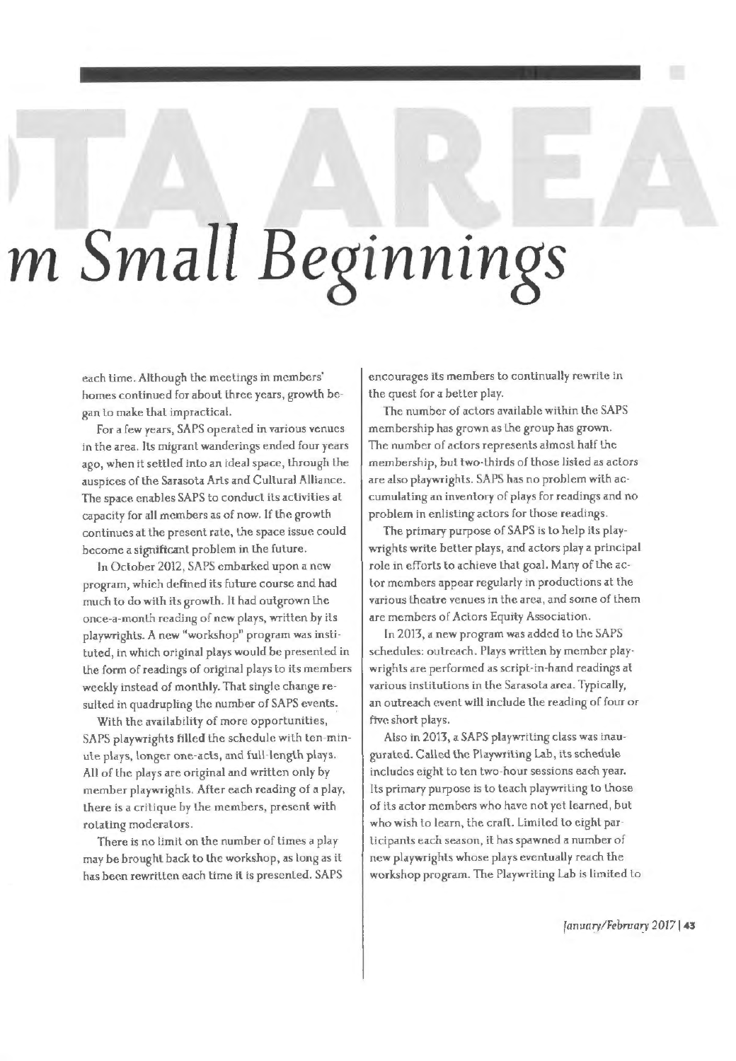# m Small Beginnings

each time. Although the meetings in members' homes continued for about three years, growth began to make that impractical.

For a few years, SAPS operated in various venues in the area. Its migrant wanderings ended four years ago, when it settled into an ideal space, through the auspices of the Sarasota Arts and Cultural Alliance. The space enables SAPS to conduct its activities at capacity for all members as of now. If the growth continues at the present rate, the space issue could become a significant problem in the future.

In October 2012, SAPS embarked upon a new program, which defined its future course and had much to do with its growth. It had outgrown the once-a-month reading of new plays, written by its playwrights. A new "workshop" program was instituted, in which original plays would be presented in the form of readings of original plays to its members weekly instead of monthly. That single change resulted in quadrupling the number of SAPS events.

With the availability of more opportunities, SAPS playwrights filled the schedule with ten-minute plays, longer one-acts, and full-length plays. All of the plays are original and written only by member playwrights. After each reading of a play, there is a critique by the members, present with rotating moderators.

There is no limit on the number of times a play may be brought back to the workshop, as long as it has been rewritten each time it is presented. SAPS encourages its members to continually rewrite in the quest for a better play.

The number of actors available within the SAPS membership has grown as the group has grown. The number of actors represents almost half the membership, but two-thirds of those listed as actors are also playwrights. SAPS has no problem with accumulating an inventory of plays for readings and no problem in enlisting actors for those readings.

The primary purpose of SAPS is to help its playwrights write better plays, and actors play a principal role in efforts to achieve that goal. Many of the actor members appear regularly in productions at the various theatre venues in the area, and some of them are members of Actors Equity Association.

In 2013, a new program was added to the SAPS schedules: outreach. Plays written by member playwrights are performed as script-in-hand readings at various institutions in the Sarasota area. Typically, an outreach event will include the reading of four or five short plays.

Also in 2013, a SAPS playwriting class was inaugurated. Called the Playwriting Lab, its schedule includes eight to ten two-hour sessions each year. Its primary purpose is to teach playwriting to those of its actor members who have not yet learned, but who wish to learn, the craft. Limited to eight participants each season, it has spawned a number of new playwrights whose plays eventually reach the workshop program. The Playwriting Lab is limited to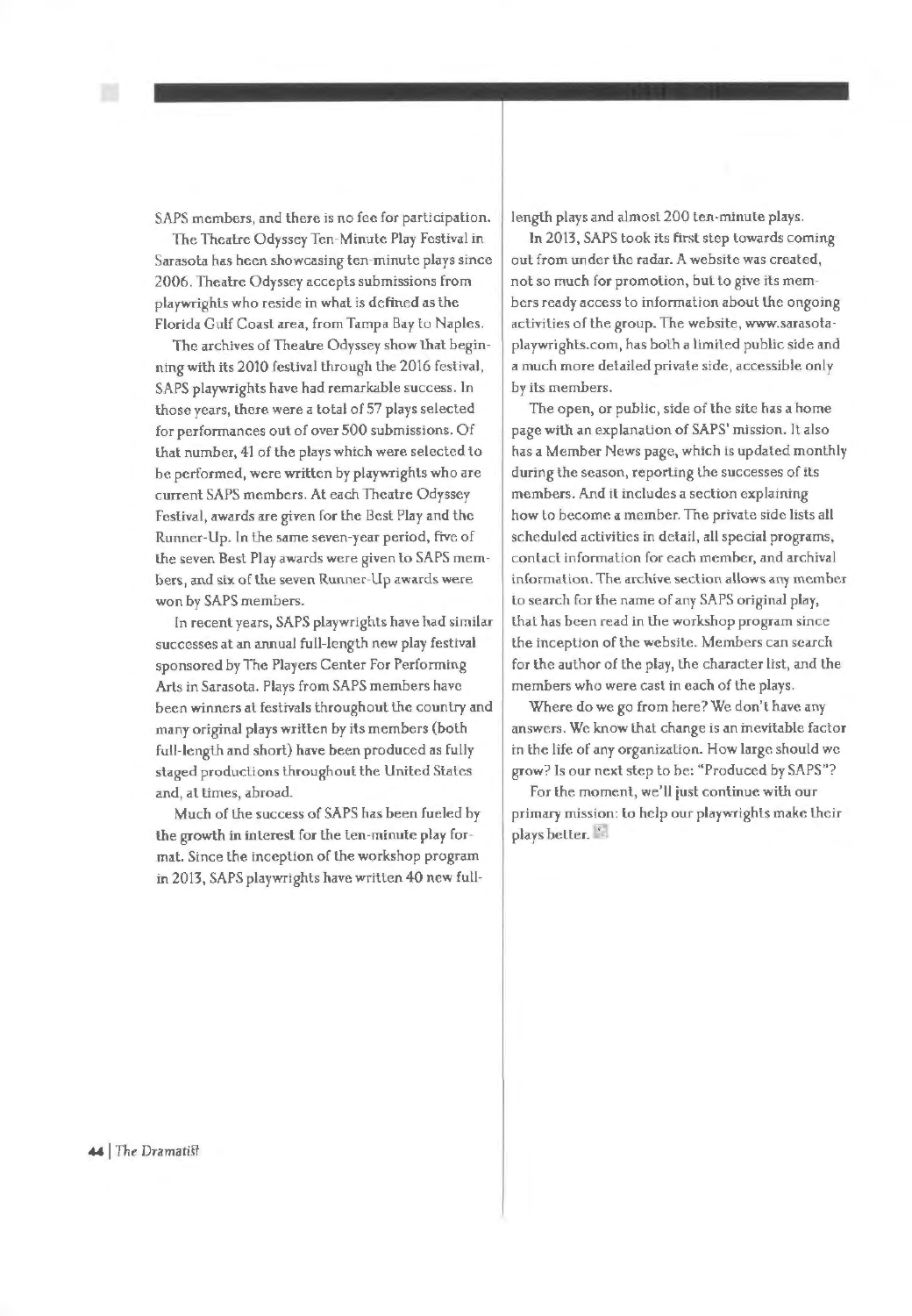SAPS members, and there is no fee for participation.

The Theatre Odyssey Ten-Minute Play Festival in Sarasota has been showcasing ten-minute plays since 2006. Theatre Odyssey accepts submissions from playwrights who reside in what is defined as the Florida Gulf Coast area, from Tampa Bay to Naples.

The archives of Theatre Odyssey show that beginning with its 2010 festival through the 2016 festival, SAPS playwrights have had remarkable success. In those years, there were a total of 57 plays selected for performances out of over 500 submissions. Of that number, 41 of the plays which were selected to be performed, were written by playwrights who are current SAPS members. At each Theatre Odyssey Festival, awards are given for the Best Play and the Runner-Up. In the same seven-year period, five of the seven Best Play awards were given to SAPS members, and six of the seven Runner-Up awards were won by SAPS members.

In recent years, SAPS playwrights have had similar successes at an annual full-length new play festival sponsored by The Players Center For Performing Arts in Sarasota. Plays from SAPS members have been winners at festivals throughout the country and many original plays written by its members (both full-length and short) have been produced as fully staged productions throughout the United States and, at times, abroad.

Much of the success of SAPS has been fueled by the growth in interest for the ten-minute play format. Since the inception of the workshop program in 2013, SAPS playwrights have written 40 new full-length plays and almost 200 ten-minute plays.

In 2013, SAPS took its first step towards coming out from under the radar. A website was created, not so much for promotion, but to give its members ready access to information about the ongoing activities of the group. The website, www.sarasota-playwrights.com, has both a limited public side and a much more detailed private side, accessible only by its members.

The open, or public, side of the site has a home page with an explanation of SAPS' mission. It also has a Member News page, which is updated monthly during the season, reporting the successes of its members. And it includes a section explaining how to become a member. The private side lists all scheduled activities in detail, all special programs, contact information for each member, and archival information. The archive section allows any member to search for the name of any SAPS original play, that has been read in the workshop program since the inception of the website. Members can search for the author of the play, the character list, and the members who were cast in each of the plays.

Where do we go from here? We don't have any answers. We know that change is an inevitable factor in the life of any organization. How large should we grow? Is our next step to be: "Produced by SAPS"?

For the moment, we'll just continue with our primary mission: to help our playwrights make their plays better.